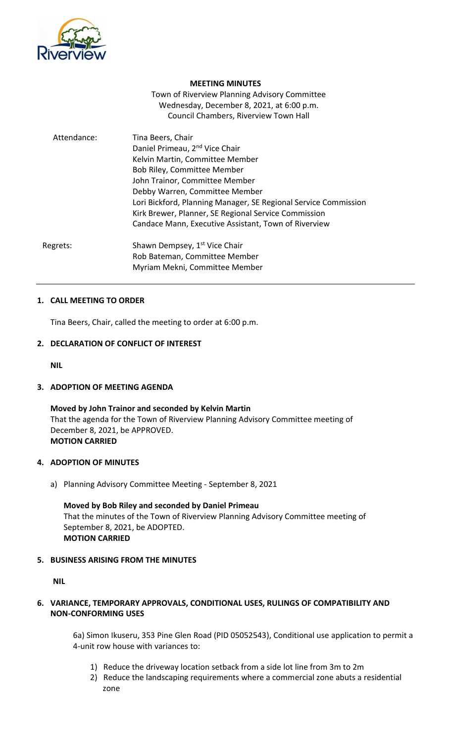**MEETING MINUTES**

Town of Riverview Planning Advisory Committee
Wednesday, December 8, 2021, at 6:00 p.m.
Council Chambers, Riverview Town Hall

| | |
|---|---|
| Attendance: | Tina Beers, Chair<br>Daniel Primeau, 2nd Vice Chair<br>Kelvin Martin, Committee Member<br>Bob Riley, Committee Member<br>John Trainor, Committee Member<br>Debby Warren, Committee Member<br>Lori Bickford, Planning Manager, SE Regional Service Commission<br>Kirk Brewer, Planner, SE Regional Service Commission<br>Candace Mann, Executive Assistant, Town of Riverview |
| Regrets: | Shawn Dempsey, 1st Vice Chair<br>Rob Bateman, Committee Member<br>Myriam Mekni, Committee Member |

---

## 1. CALL MEETING TO ORDER

Tina Beers, Chair, called the meeting to order at 6:00 p.m.

## 2. DECLARATION OF CONFLICT OF INTEREST

**NIL**

## 3. ADOPTION OF MEETING AGENDA

**Moved by John Trainor and seconded by Kelvin Martin**
That the agenda for the Town of Riverview Planning Advisory Committee meeting of December 8, 2021, be APPROVED.
**MOTION CARRIED**

## 4. ADOPTION OF MINUTES

a) Planning Advisory Committee Meeting - September 8, 2021

**Moved by Bob Riley and seconded by Daniel Primeau**
That the minutes of the Town of Riverview Planning Advisory Committee meeting of September 8, 2021, be ADOPTED.
**MOTION CARRIED**

## 5. BUSINESS ARISING FROM THE MINUTES

**NIL**

## 6. VARIANCE, TEMPORARY APPROVALS, CONDITIONAL USES, RULINGS OF COMPATIBILITY AND NON-CONFORMING USES

6a) Simon Ikuseru, 353 Pine Glen Road (PID 05052543), Conditional use application to permit a 4-unit row house with variances to:

1) Reduce the driveway location setback from a side lot line from 3m to 2m
2) Reduce the landscaping requirements where a commercial zone abuts a residential zone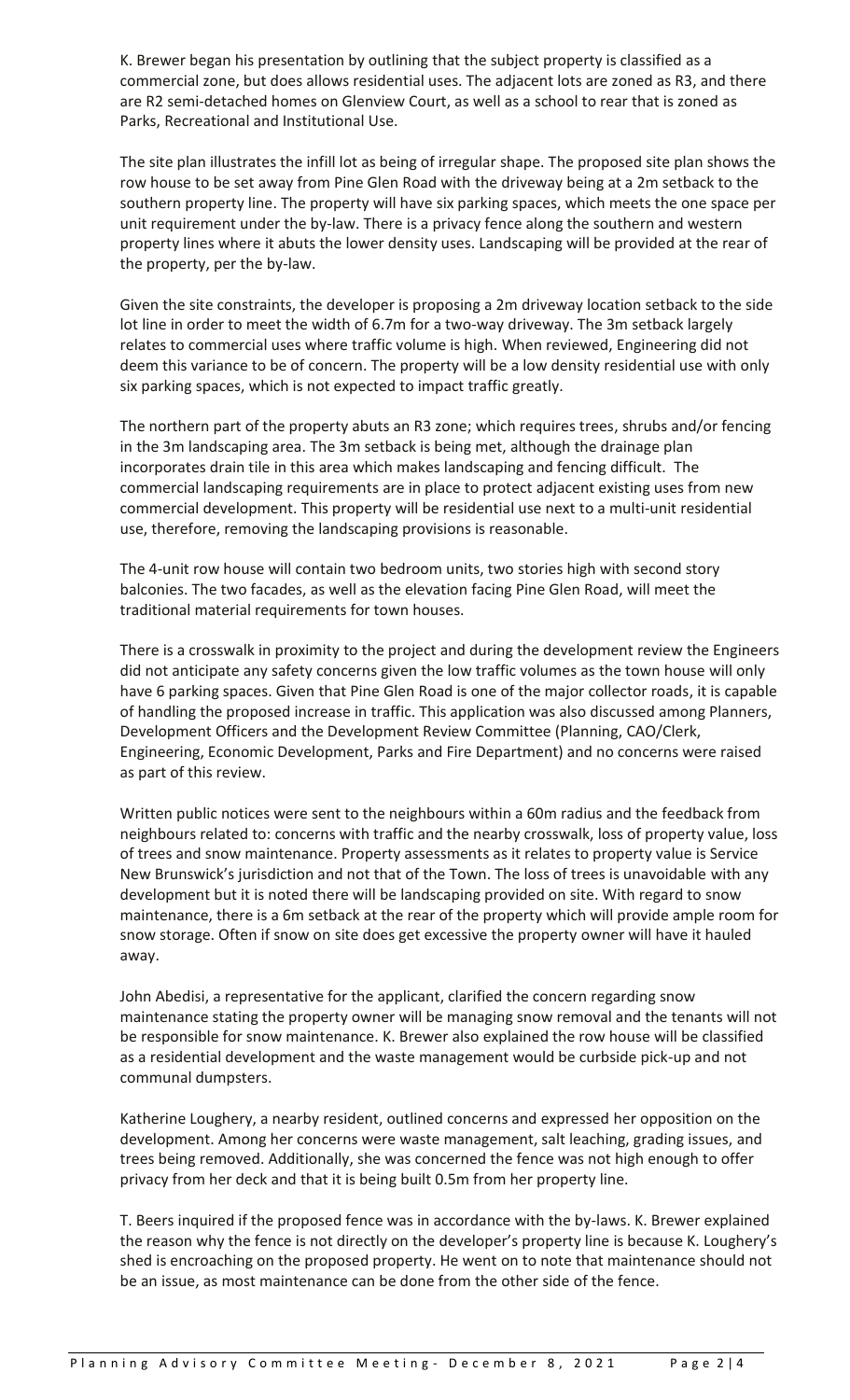K. Brewer began his presentation by outlining that the subject property is classified as a commercial zone, but does allows residential uses. The adjacent lots are zoned as R3, and there are R2 semi-detached homes on Glenview Court, as well as a school to rear that is zoned as Parks, Recreational and Institutional Use.

The site plan illustrates the infill lot as being of irregular shape. The proposed site plan shows the row house to be set away from Pine Glen Road with the driveway being at a 2m setback to the southern property line. The property will have six parking spaces, which meets the one space per unit requirement under the by-law. There is a privacy fence along the southern and western property lines where it abuts the lower density uses. Landscaping will be provided at the rear of the property, per the by-law.

Given the site constraints, the developer is proposing a 2m driveway location setback to the side lot line in order to meet the width of 6.7m for a two-way driveway. The 3m setback largely relates to commercial uses where traffic volume is high. When reviewed, Engineering did not deem this variance to be of concern. The property will be a low density residential use with only six parking spaces, which is not expected to impact traffic greatly.

The northern part of the property abuts an R3 zone; which requires trees, shrubs and/or fencing in the 3m landscaping area. The 3m setback is being met, although the drainage plan incorporates drain tile in this area which makes landscaping and fencing difficult. The commercial landscaping requirements are in place to protect adjacent existing uses from new commercial development. This property will be residential use next to a multi-unit residential use, therefore, removing the landscaping provisions is reasonable.

The 4-unit row house will contain two bedroom units, two stories high with second story balconies. The two facades, as well as the elevation facing Pine Glen Road, will meet the traditional material requirements for town houses.

There is a crosswalk in proximity to the project and during the development review the Engineers did not anticipate any safety concerns given the low traffic volumes as the town house will only have 6 parking spaces. Given that Pine Glen Road is one of the major collector roads, it is capable of handling the proposed increase in traffic. This application was also discussed among Planners, Development Officers and the Development Review Committee (Planning, CAO/Clerk, Engineering, Economic Development, Parks and Fire Department) and no concerns were raised as part of this review.

Written public notices were sent to the neighbours within a 60m radius and the feedback from neighbours related to: concerns with traffic and the nearby crosswalk, loss of property value, loss of trees and snow maintenance. Property assessments as it relates to property value is Service New Brunswick's jurisdiction and not that of the Town. The loss of trees is unavoidable with any development but it is noted there will be landscaping provided on site. With regard to snow maintenance, there is a 6m setback at the rear of the property which will provide ample room for snow storage. Often if snow on site does get excessive the property owner will have it hauled away.

John Abedisi, a representative for the applicant, clarified the concern regarding snow maintenance stating the property owner will be managing snow removal and the tenants will not be responsible for snow maintenance. K. Brewer also explained the row house will be classified as a residential development and the waste management would be curbside pick-up and not communal dumpsters.

Katherine Loughery, a nearby resident, outlined concerns and expressed her opposition on the development. Among her concerns were waste management, salt leaching, grading issues, and trees being removed. Additionally, she was concerned the fence was not high enough to offer privacy from her deck and that it is being built 0.5m from her property line.

T. Beers inquired if the proposed fence was in accordance with the by-laws. K. Brewer explained the reason why the fence is not directly on the developer's property line is because K. Loughery's shed is encroaching on the proposed property. He went on to note that maintenance should not be an issue, as most maintenance can be done from the other side of the fence.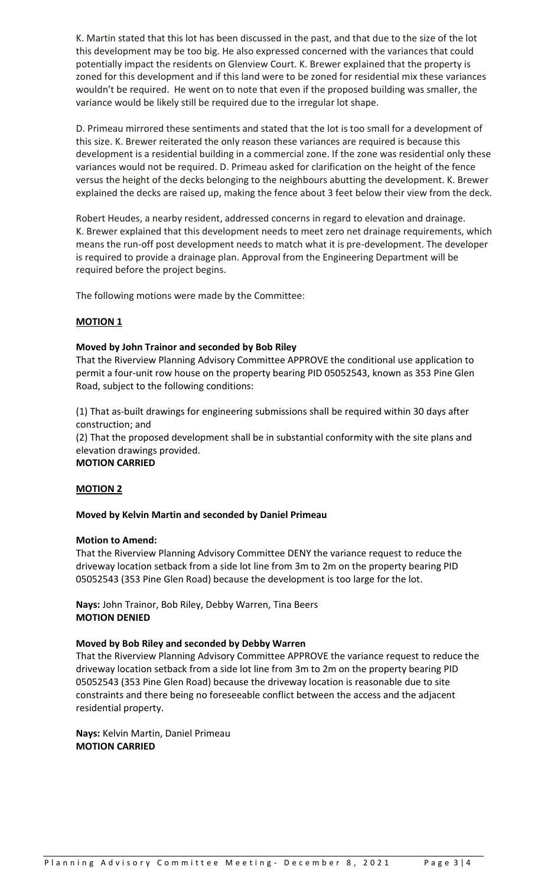K. Martin stated that this lot has been discussed in the past, and that due to the size of the lot this development may be too big. He also expressed concerned with the variances that could potentially impact the residents on Glenview Court. K. Brewer explained that the property is zoned for this development and if this land were to be zoned for residential mix these variances wouldn't be required. He went on to note that even if the proposed building was smaller, the variance would be likely still be required due to the irregular lot shape.

D. Primeau mirrored these sentiments and stated that the lot is too small for a development of this size. K. Brewer reiterated the only reason these variances are required is because this development is a residential building in a commercial zone. If the zone was residential only these variances would not be required. D. Primeau asked for clarification on the height of the fence versus the height of the decks belonging to the neighbours abutting the development. K. Brewer explained the decks are raised up, making the fence about 3 feet below their view from the deck.

Robert Heudes, a nearby resident, addressed concerns in regard to elevation and drainage. K. Brewer explained that this development needs to meet zero net drainage requirements, which means the run-off post development needs to match what it is pre-development. The developer is required to provide a drainage plan. Approval from the Engineering Department will be required before the project begins.

The following motions were made by the Committee:

**MOTION 1**

**Moved by John Trainor and seconded by Bob Riley**

That the Riverview Planning Advisory Committee APPROVE the conditional use application to permit a four-unit row house on the property bearing PID 05052543, known as 353 Pine Glen Road, subject to the following conditions:

(1) That as-built drawings for engineering submissions shall be required within 30 days after construction; and

(2) That the proposed development shall be in substantial conformity with the site plans and elevation drawings provided.

**MOTION CARRIED**

**MOTION 2**

**Moved by Kelvin Martin and seconded by Daniel Primeau**

**Motion to Amend:**

That the Riverview Planning Advisory Committee DENY the variance request to reduce the driveway location setback from a side lot line from 3m to 2m on the property bearing PID 05052543 (353 Pine Glen Road) because the development is too large for the lot.

**Nays:** John Trainor, Bob Riley, Debby Warren, Tina Beers

**MOTION DENIED**

**Moved by Bob Riley and seconded by Debby Warren**

That the Riverview Planning Advisory Committee APPROVE the variance request to reduce the driveway location setback from a side lot line from 3m to 2m on the property bearing PID 05052543 (353 Pine Glen Road) because the driveway location is reasonable due to site constraints and there being no foreseeable conflict between the access and the adjacent residential property.

**Nays:** Kelvin Martin, Daniel Primeau

**MOTION CARRIED**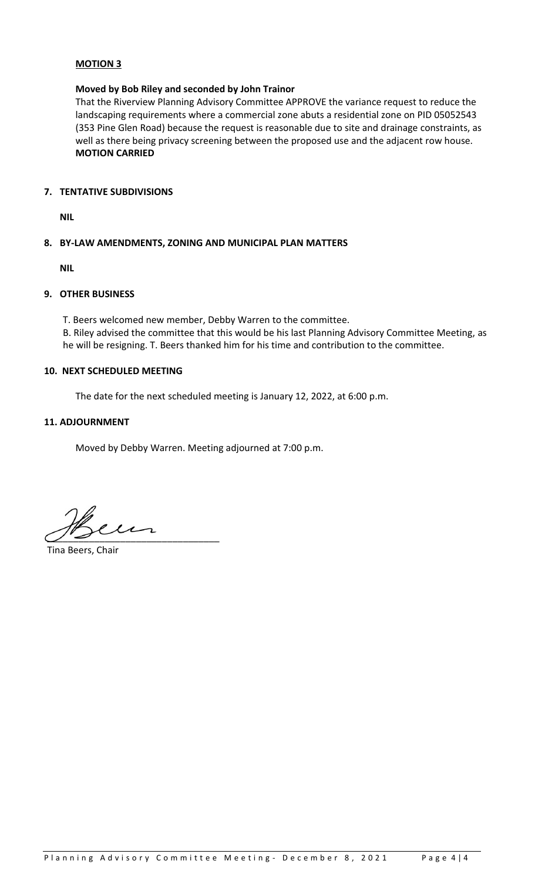**MOTION 3**

**Moved by Bob Riley and seconded by John Trainor**

That the Riverview Planning Advisory Committee APPROVE the variance request to reduce the landscaping requirements where a commercial zone abuts a residential zone on PID 05052543 (353 Pine Glen Road) because the request is reasonable due to site and drainage constraints, as well as there being privacy screening between the proposed use and the adjacent row house.
**MOTION CARRIED**

## 7. TENTATIVE SUBDIVISIONS

**NIL**

## 8. BY-LAW AMENDMENTS, ZONING AND MUNICIPAL PLAN MATTERS

**NIL**

## 9. OTHER BUSINESS

T. Beers welcomed new member, Debby Warren to the committee.
B. Riley advised the committee that this would be his last Planning Advisory Committee Meeting, as he will be resigning. T. Beers thanked him for his time and contribution to the committee.

## 10. NEXT SCHEDULED MEETING

The date for the next scheduled meeting is January 12, 2022, at 6:00 p.m.

## 11. ADJOURNMENT

Moved by Debby Warren. Meeting adjourned at 7:00 p.m.

_______________________________

Tina Beers, Chair